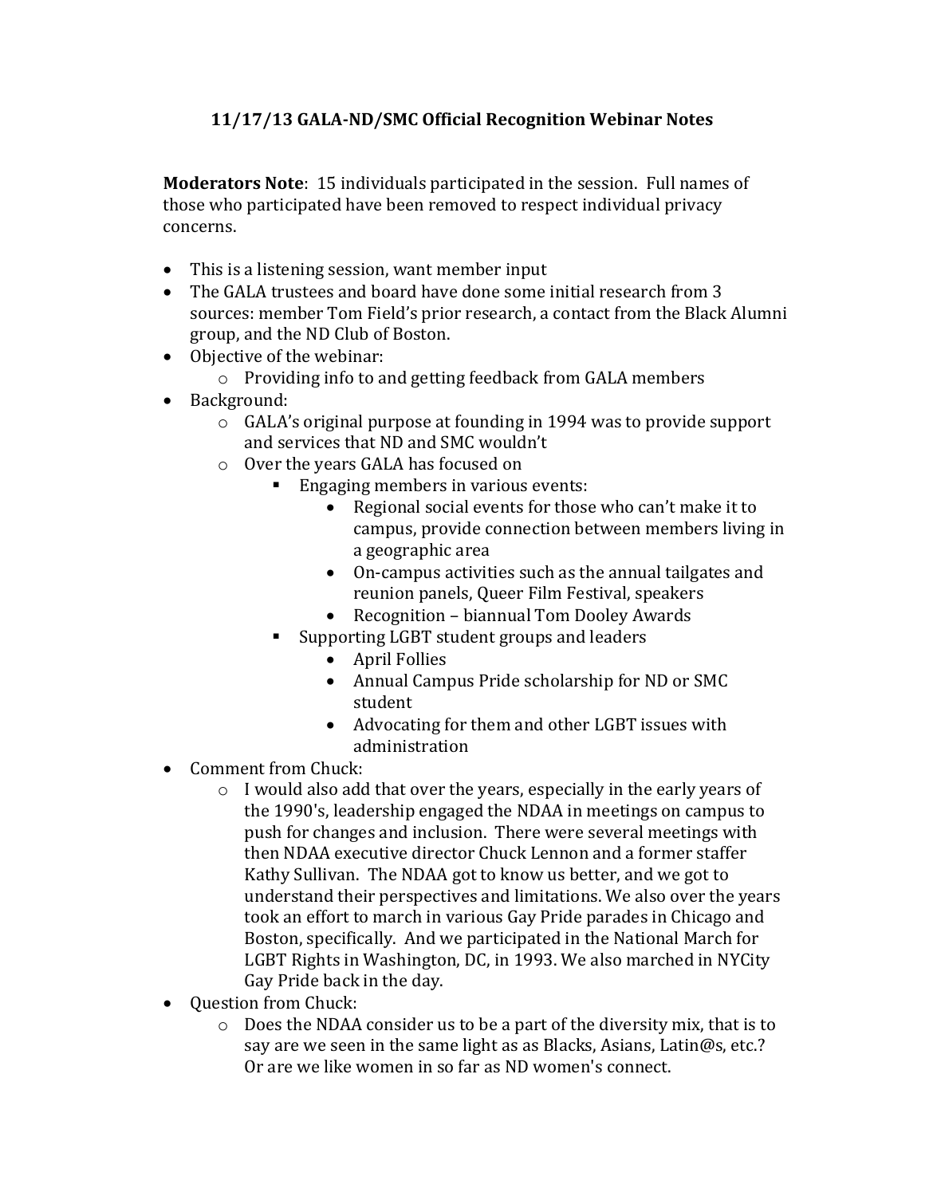# 11/17/13 GALA-ND/SMC Official Recognition Webinar Notes

**Moderators Note**: 15 individuals participated in the session. Full names of those who participated have been removed to respect individual privacy concerns.

- This is a listening session, want member input
- The GALA trustees and board have done some initial research from 3 sources: member Tom Field's prior research, a contact from the Black Alumni group, and the ND Club of Boston.
- Objective of the webinar:
  - Providing info to and getting feedback from GALA members
- Background:
  - GALA's original purpose at founding in 1994 was to provide support and services that ND and SMC wouldn't
  - Over the years GALA has focused on
    - Engaging members in various events:
      - Regional social events for those who can't make it to campus, provide connection between members living in a geographic area
      - On-campus activities such as the annual tailgates and reunion panels, Queer Film Festival, speakers
      - Recognition – biannual Tom Dooley Awards
    - Supporting LGBT student groups and leaders
      - April Follies
      - Annual Campus Pride scholarship for ND or SMC student
      - Advocating for them and other LGBT issues with administration
- Comment from Chuck:
  - I would also add that over the years, especially in the early years of the 1990's, leadership engaged the NDAA in meetings on campus to push for changes and inclusion. There were several meetings with then NDAA executive director Chuck Lennon and a former staffer Kathy Sullivan. The NDAA got to know us better, and we got to understand their perspectives and limitations. We also over the years took an effort to march in various Gay Pride parades in Chicago and Boston, specifically. And we participated in the National March for LGBT Rights in Washington, DC, in 1993. We also marched in NYCity Gay Pride back in the day.
- Question from Chuck:
  - Does the NDAA consider us to be a part of the diversity mix, that is to say are we seen in the same light as as Blacks, Asians, Latin@s, etc.? Or are we like women in so far as ND women's connect.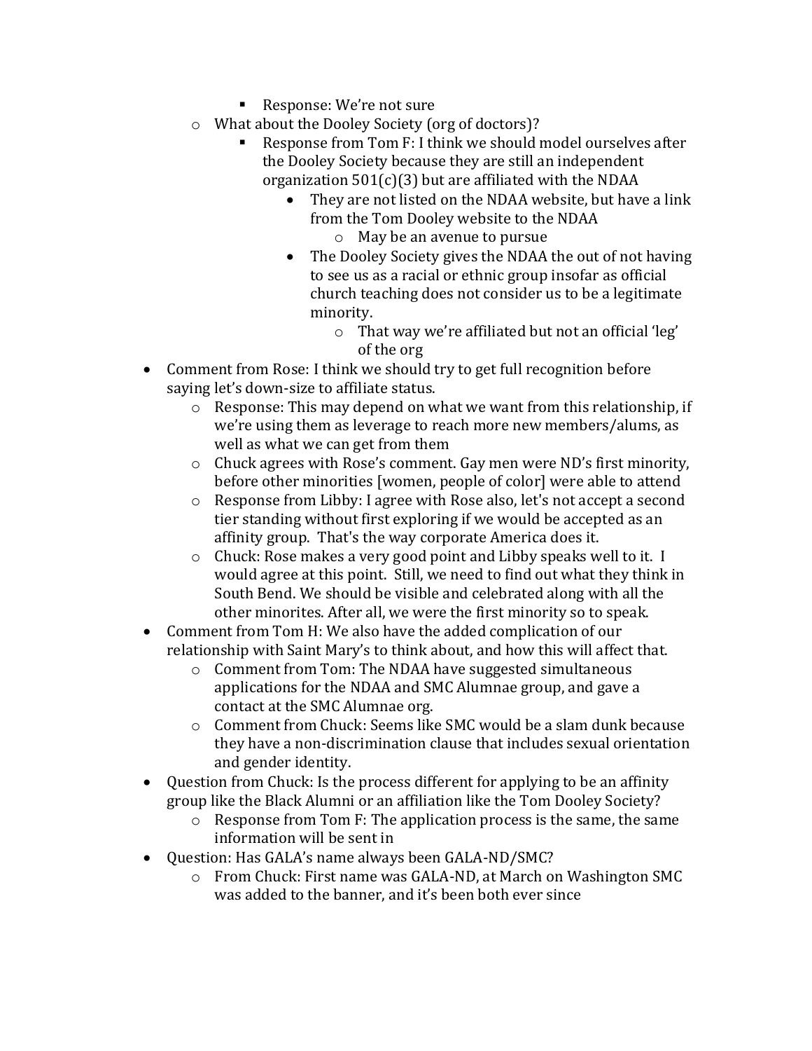- Response: We're not sure
    - What about the Dooley Society (org of doctors)?
        - Response from Tom F: I think we should model ourselves after the Dooley Society because they are still an independent organization 501(c)(3) but are affiliated with the NDAA
            - They are not listed on the NDAA website, but have a link from the Tom Dooley website to the NDAA
                - May be an avenue to pursue
            - The Dooley Society gives the NDAA the out of not having to see us as a racial or ethnic group insofar as official church teaching does not consider us to be a legitimate minority.
                - That way we're affiliated but not an official 'leg' of the org
- Comment from Rose: I think we should try to get full recognition before saying let's down-size to affiliate status.
    - Response: This may depend on what we want from this relationship, if we're using them as leverage to reach more new members/alums, as well as what we can get from them
    - Chuck agrees with Rose's comment. Gay men were ND's first minority, before other minorities [women, people of color] were able to attend
    - Response from Libby: I agree with Rose also, let's not accept a second tier standing without first exploring if we would be accepted as an affinity group. That's the way corporate America does it.
    - Chuck: Rose makes a very good point and Libby speaks well to it. I would agree at this point. Still, we need to find out what they think in South Bend. We should be visible and celebrated along with all the other minorites. After all, we were the first minority so to speak.
- Comment from Tom H: We also have the added complication of our relationship with Saint Mary's to think about, and how this will affect that.
    - Comment from Tom: The NDAA have suggested simultaneous applications for the NDAA and SMC Alumnae group, and gave a contact at the SMC Alumnae org.
    - Comment from Chuck: Seems like SMC would be a slam dunk because they have a non-discrimination clause that includes sexual orientation and gender identity.
- Question from Chuck: Is the process different for applying to be an affinity group like the Black Alumni or an affiliation like the Tom Dooley Society?
    - Response from Tom F: The application process is the same, the same information will be sent in
- Question: Has GALA's name always been GALA-ND/SMC?
    - From Chuck: First name was GALA-ND, at March on Washington SMC was added to the banner, and it's been both ever since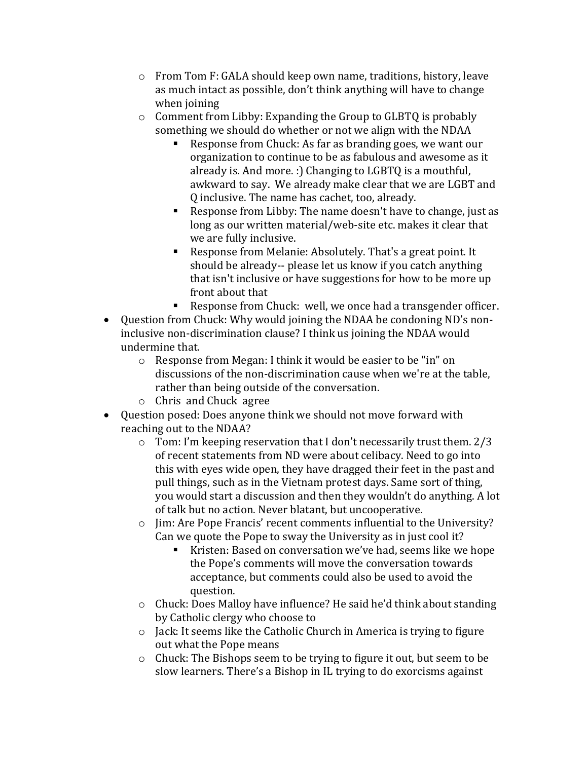- From Tom F: GALA should keep own name, traditions, history, leave as much intact as possible, don't think anything will have to change when joining
  - Comment from Libby: Expanding the Group to GLBTQ is probably something we should do whether or not we align with the NDAA
    - Response from Chuck: As far as branding goes, we want our organization to continue to be as fabulous and awesome as it already is. And more. :) Changing to LGBTQ is a mouthful, awkward to say. We already make clear that we are LGBT and Q inclusive. The name has cachet, too, already.
    - Response from Libby: The name doesn't have to change, just as long as our written material/web-site etc. makes it clear that we are fully inclusive.
    - Response from Melanie: Absolutely. That's a great point. It should be already-- please let us know if you catch anything that isn't inclusive or have suggestions for how to be more up front about that
    - Response from Chuck: well, we once had a transgender officer.
- Question from Chuck: Why would joining the NDAA be condoning ND's non-inclusive non-discrimination clause? I think us joining the NDAA would undermine that.
  - Response from Megan: I think it would be easier to be "in" on discussions of the non-discrimination cause when we're at the table, rather than being outside of the conversation.
  - Chris and Chuck agree
- Question posed: Does anyone think we should not move forward with reaching out to the NDAA?
  - Tom: I'm keeping reservation that I don't necessarily trust them. 2/3 of recent statements from ND were about celibacy. Need to go into this with eyes wide open, they have dragged their feet in the past and pull things, such as in the Vietnam protest days. Same sort of thing, you would start a discussion and then they wouldn't do anything. A lot of talk but no action. Never blatant, but uncooperative.
  - Jim: Are Pope Francis' recent comments influential to the University? Can we quote the Pope to sway the University as in just cool it?
    - Kristen: Based on conversation we've had, seems like we hope the Pope's comments will move the conversation towards acceptance, but comments could also be used to avoid the question.
  - Chuck: Does Malloy have influence? He said he'd think about standing by Catholic clergy who choose to
  - Jack: It seems like the Catholic Church in America is trying to figure out what the Pope means
  - Chuck: The Bishops seem to be trying to figure it out, but seem to be slow learners. There's a Bishop in IL trying to do exorcisms against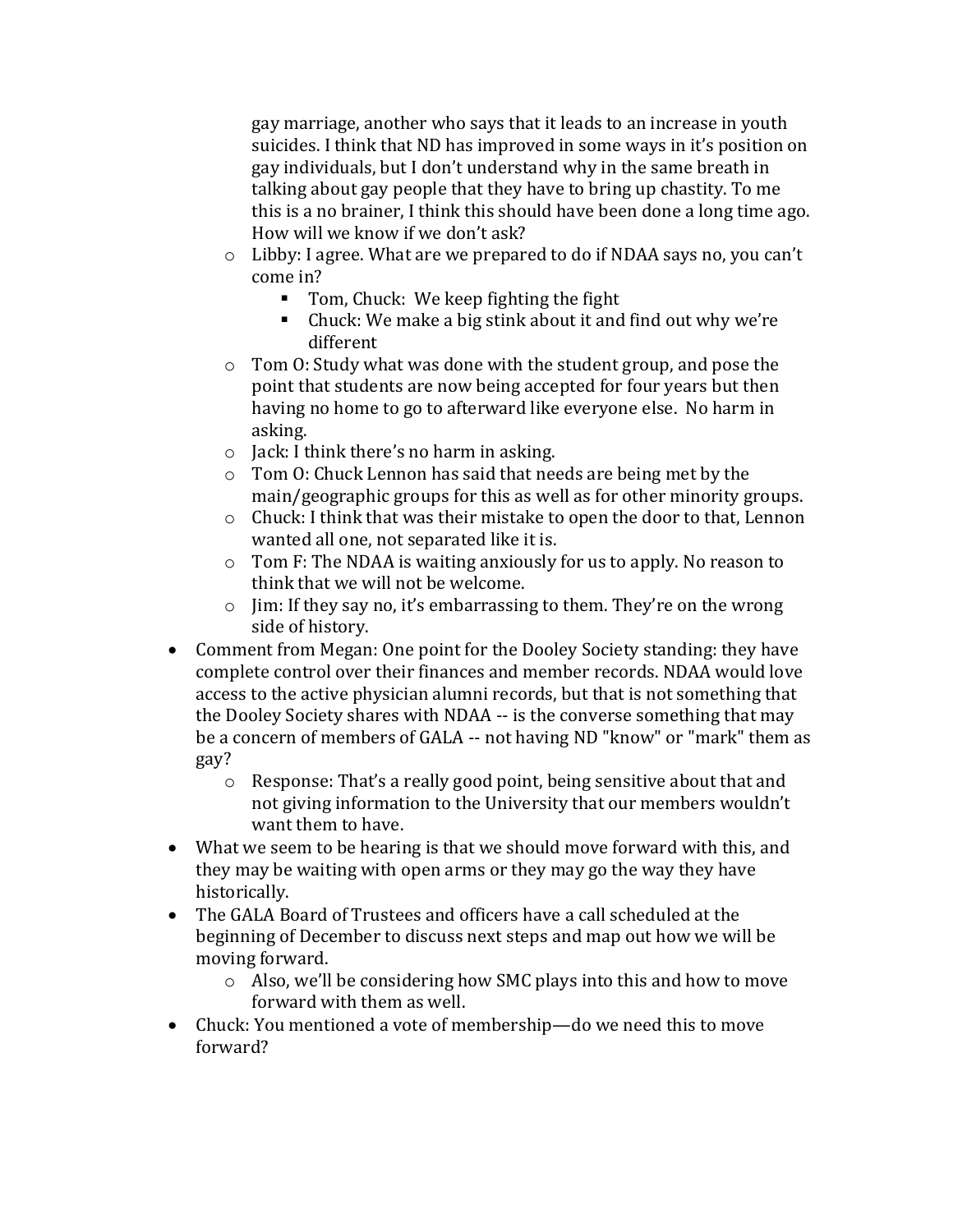gay marriage, another who says that it leads to an increase in youth suicides. I think that ND has improved in some ways in it's position on gay individuals, but I don't understand why in the same breath in talking about gay people that they have to bring up chastity. To me this is a no brainer, I think this should have been done a long time ago. How will we know if we don't ask?

  - Libby: I agree. What are we prepared to do if NDAA says no, you can't come in?
    - Tom, Chuck: We keep fighting the fight
    - Chuck: We make a big stink about it and find out why we're different
  - Tom O: Study what was done with the student group, and pose the point that students are now being accepted for four years but then having no home to go to afterward like everyone else. No harm in asking.
  - Jack: I think there's no harm in asking.
  - Tom O: Chuck Lennon has said that needs are being met by the main/geographic groups for this as well as for other minority groups.
  - Chuck: I think that was their mistake to open the door to that, Lennon wanted all one, not separated like it is.
  - Tom F: The NDAA is waiting anxiously for us to apply. No reason to think that we will not be welcome.
  - Jim: If they say no, it's embarrassing to them. They're on the wrong side of history.
- Comment from Megan: One point for the Dooley Society standing: they have complete control over their finances and member records. NDAA would love access to the active physician alumni records, but that is not something that the Dooley Society shares with NDAA -- is the converse something that may be a concern of members of GALA -- not having ND "know" or "mark" them as gay?
  - Response: That's a really good point, being sensitive about that and not giving information to the University that our members wouldn't want them to have.
- What we seem to be hearing is that we should move forward with this, and they may be waiting with open arms or they may go the way they have historically.
- The GALA Board of Trustees and officers have a call scheduled at the beginning of December to discuss next steps and map out how we will be moving forward.
  - Also, we'll be considering how SMC plays into this and how to move forward with them as well.
- Chuck: You mentioned a vote of membership—do we need this to move forward?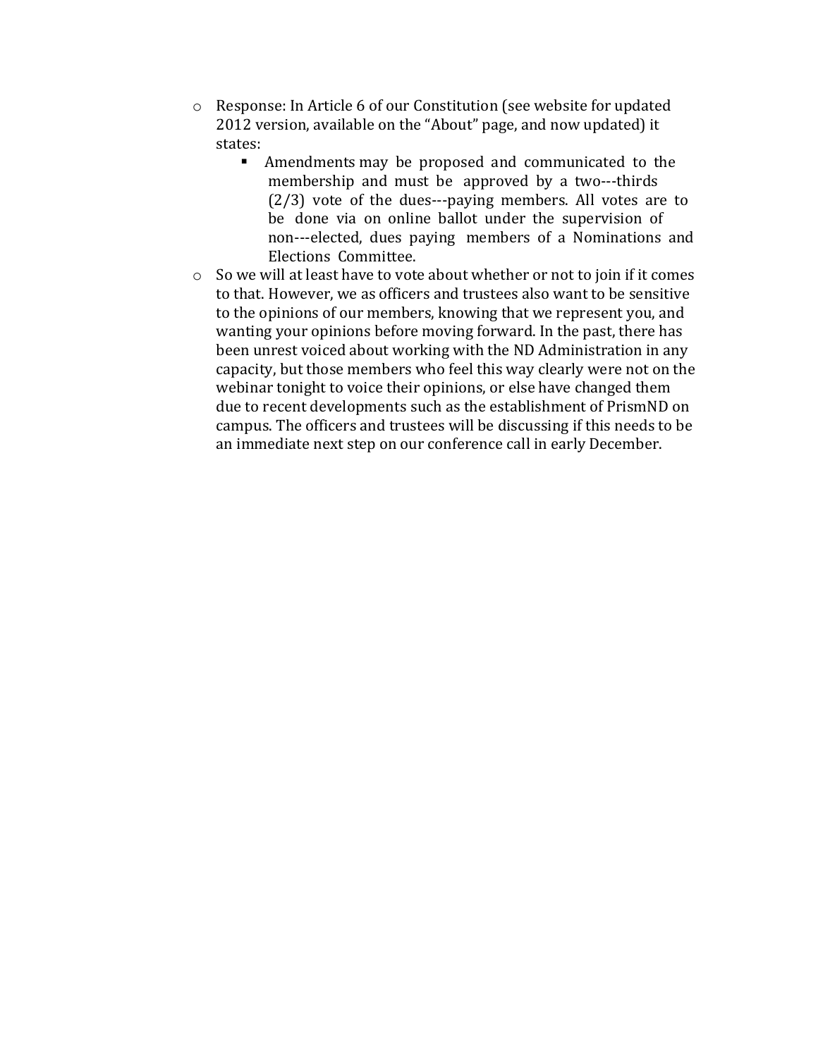- Response: In Article 6 of our Constitution (see website for updated 2012 version, available on the "About" page, and now updated) it states:
    - Amendments may be proposed and communicated to the membership and must be approved by a two---thirds (2/3) vote of the dues---paying members. All votes are to be done via on online ballot under the supervision of non---elected, dues paying members of a Nominations and Elections Committee.
- So we will at least have to vote about whether or not to join if it comes to that. However, we as officers and trustees also want to be sensitive to the opinions of our members, knowing that we represent you, and wanting your opinions before moving forward. In the past, there has been unrest voiced about working with the ND Administration in any capacity, but those members who feel this way clearly were not on the webinar tonight to voice their opinions, or else have changed them due to recent developments such as the establishment of PrismND on campus. The officers and trustees will be discussing if this needs to be an immediate next step on our conference call in early December.